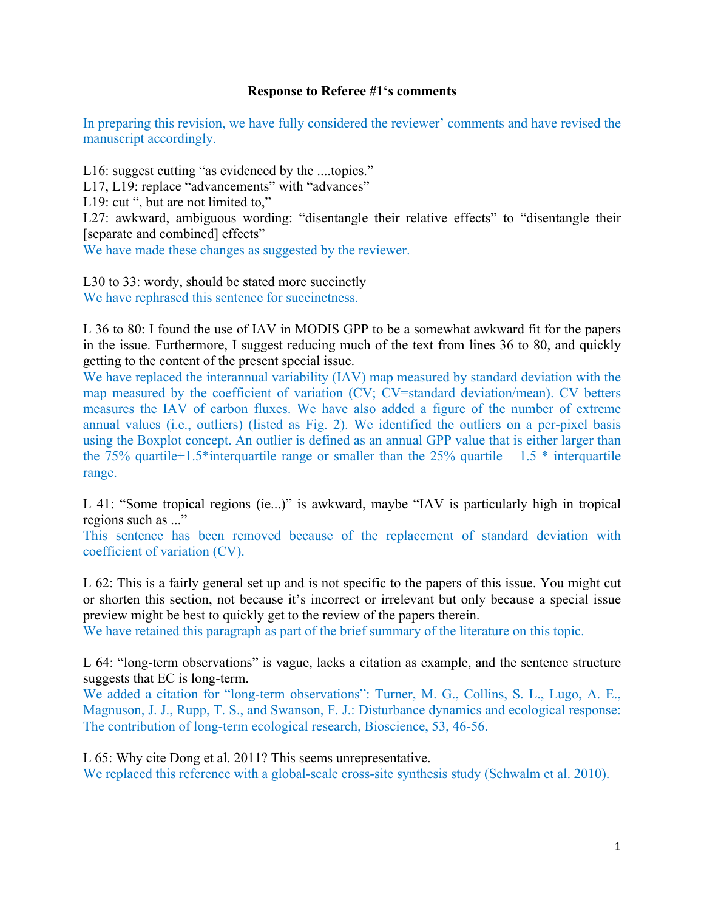**Response to Referee #1's comments**

In preparing this revision, we have fully considered the reviewer' comments and have revised the manuscript accordingly.

L16: suggest cutting "as evidenced by the ....topics."
L17, L19: replace "advancements" with "advances"
L19: cut ", but are not limited to,"
L27: awkward, ambiguous wording: "disentangle their relative effects" to "disentangle their [separate and combined] effects"
We have made these changes as suggested by the reviewer.

L30 to 33: wordy, should be stated more succinctly
We have rephrased this sentence for succinctness.

L 36 to 80: I found the use of IAV in MODIS GPP to be a somewhat awkward fit for the papers in the issue. Furthermore, I suggest reducing much of the text from lines 36 to 80, and quickly getting to the content of the present special issue.
We have replaced the interannual variability (IAV) map measured by standard deviation with the map measured by the coefficient of variation (CV; CV=standard deviation/mean). CV betters measures the IAV of carbon fluxes. We have also added a figure of the number of extreme annual values (i.e., outliers) (listed as Fig. 2). We identified the outliers on a per-pixel basis using the Boxplot concept. An outlier is defined as an annual GPP value that is either larger than the 75% quartile+1.5*interquartile range or smaller than the 25% quartile – 1.5 * interquartile range.

L 41: "Some tropical regions (ie...)" is awkward, maybe "IAV is particularly high in tropical regions such as ..."
This sentence has been removed because of the replacement of standard deviation with coefficient of variation (CV).

L 62: This is a fairly general set up and is not specific to the papers of this issue. You might cut or shorten this section, not because it's incorrect or irrelevant but only because a special issue preview might be best to quickly get to the review of the papers therein.
We have retained this paragraph as part of the brief summary of the literature on this topic.

L 64: "long-term observations" is vague, lacks a citation as example, and the sentence structure suggests that EC is long-term.
We added a citation for "long-term observations": Turner, M. G., Collins, S. L., Lugo, A. E., Magnuson, J. J., Rupp, T. S., and Swanson, F. J.: Disturbance dynamics and ecological response: The contribution of long-term ecological research, Bioscience, 53, 46-56.

L 65: Why cite Dong et al. 2011? This seems unrepresentative.
We replaced this reference with a global-scale cross-site synthesis study (Schwalm et al. 2010).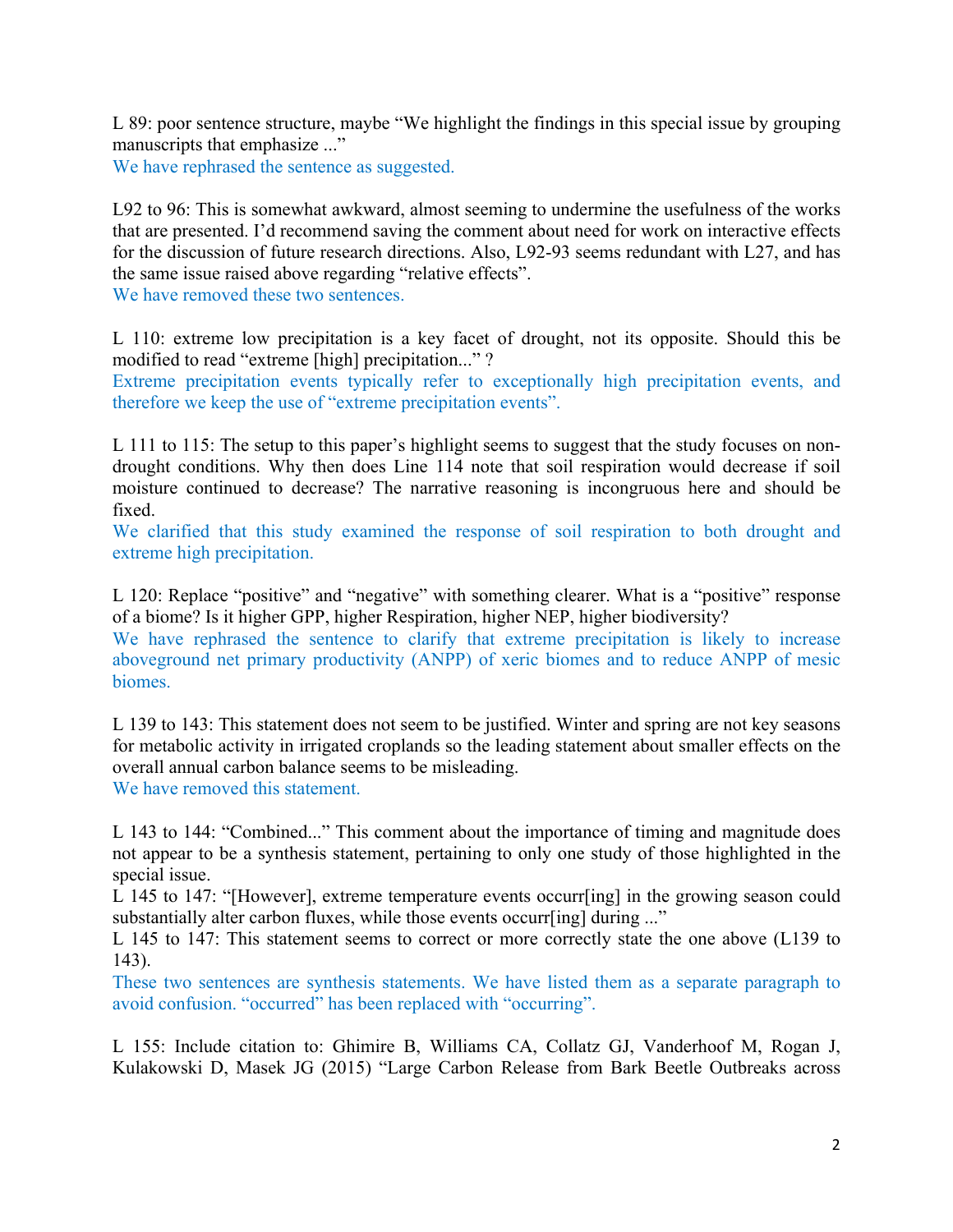L 89: poor sentence structure, maybe "We highlight the findings in this special issue by grouping manuscripts that emphasize ..."

We have rephrased the sentence as suggested.

L92 to 96: This is somewhat awkward, almost seeming to undermine the usefulness of the works that are presented. I'd recommend saving the comment about need for work on interactive effects for the discussion of future research directions. Also, L92-93 seems redundant with L27, and has the same issue raised above regarding "relative effects".

We have removed these two sentences.

L 110: extreme low precipitation is a key facet of drought, not its opposite. Should this be modified to read "extreme [high] precipitation..." ?

Extreme precipitation events typically refer to exceptionally high precipitation events, and therefore we keep the use of "extreme precipitation events".

L 111 to 115: The setup to this paper's highlight seems to suggest that the study focuses on non-drought conditions. Why then does Line 114 note that soil respiration would decrease if soil moisture continued to decrease? The narrative reasoning is incongruous here and should be fixed.

We clarified that this study examined the response of soil respiration to both drought and extreme high precipitation.

L 120: Replace "positive" and "negative" with something clearer. What is a "positive" response of a biome? Is it higher GPP, higher Respiration, higher NEP, higher biodiversity?

We have rephrased the sentence to clarify that extreme precipitation is likely to increase aboveground net primary productivity (ANPP) of xeric biomes and to reduce ANPP of mesic biomes.

L 139 to 143: This statement does not seem to be justified. Winter and spring are not key seasons for metabolic activity in irrigated croplands so the leading statement about smaller effects on the overall annual carbon balance seems to be misleading.

We have removed this statement.

L 143 to 144: "Combined..." This comment about the importance of timing and magnitude does not appear to be a synthesis statement, pertaining to only one study of those highlighted in the special issue.

L 145 to 147: "[However], extreme temperature events occurr[ing] in the growing season could substantially alter carbon fluxes, while those events occurr[ing] during ..."

L 145 to 147: This statement seems to correct or more correctly state the one above (L139 to 143).

These two sentences are synthesis statements. We have listed them as a separate paragraph to avoid confusion. "occurred" has been replaced with "occurring".

L 155: Include citation to: Ghimire B, Williams CA, Collatz GJ, Vanderhoof M, Rogan J, Kulakowski D, Masek JG (2015) "Large Carbon Release from Bark Beetle Outbreaks across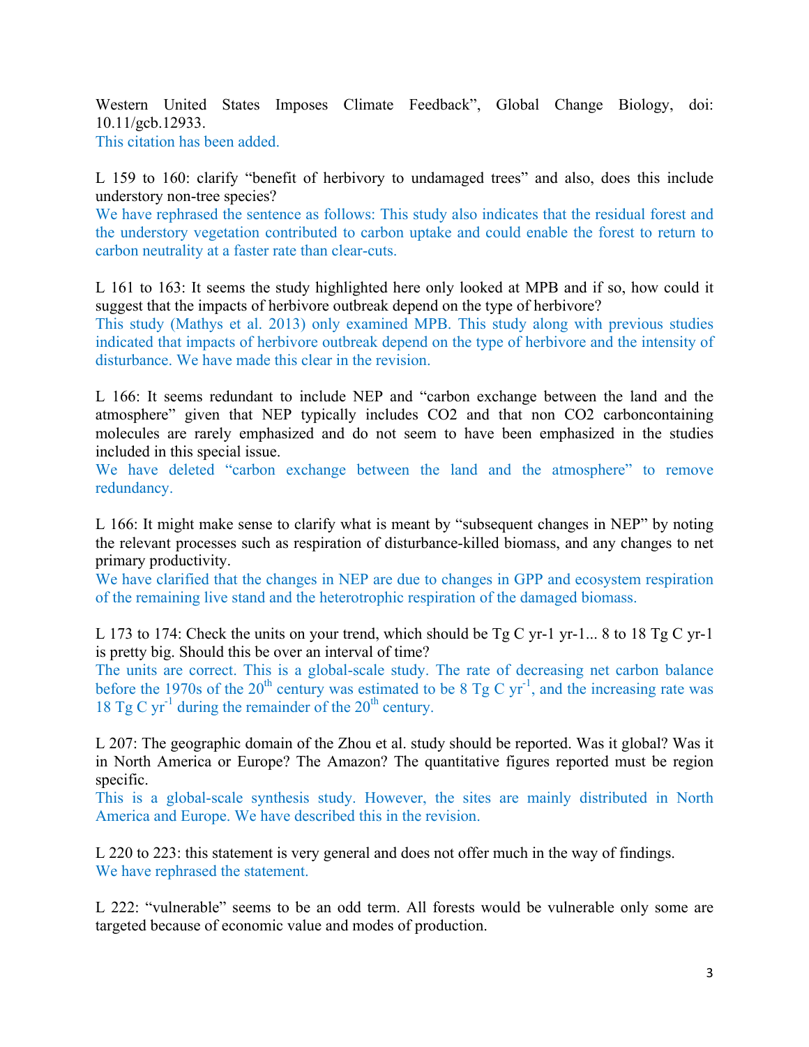Western United States Imposes Climate Feedback", Global Change Biology, doi: 10.11/gcb.12933.
This citation has been added.

L 159 to 160: clarify "benefit of herbivory to undamaged trees" and also, does this include understory non-tree species?
We have rephrased the sentence as follows: This study also indicates that the residual forest and the understory vegetation contributed to carbon uptake and could enable the forest to return to carbon neutrality at a faster rate than clear-cuts.

L 161 to 163: It seems the study highlighted here only looked at MPB and if so, how could it suggest that the impacts of herbivore outbreak depend on the type of herbivore?
This study (Mathys et al. 2013) only examined MPB. This study along with previous studies indicated that impacts of herbivore outbreak depend on the type of herbivore and the intensity of disturbance. We have made this clear in the revision.

L 166: It seems redundant to include NEP and "carbon exchange between the land and the atmosphere" given that NEP typically includes CO2 and that non CO2 carboncontaining molecules are rarely emphasized and do not seem to have been emphasized in the studies included in this special issue.
We have deleted "carbon exchange between the land and the atmosphere" to remove redundancy.

L 166: It might make sense to clarify what is meant by "subsequent changes in NEP" by noting the relevant processes such as respiration of disturbance-killed biomass, and any changes to net primary productivity.
We have clarified that the changes in NEP are due to changes in GPP and ecosystem respiration of the remaining live stand and the heterotrophic respiration of the damaged biomass.

L 173 to 174: Check the units on your trend, which should be Tg C yr-1 yr-1... 8 to 18 Tg C yr-1 is pretty big. Should this be over an interval of time?
The units are correct. This is a global-scale study. The rate of decreasing net carbon balance before the 1970s of the 20th century was estimated to be 8 Tg C $yr^{-1}$, and the increasing rate was 18 Tg C $yr^{-1}$ during the remainder of the 20th century.

L 207: The geographic domain of the Zhou et al. study should be reported. Was it global? Was it in North America or Europe? The Amazon? The quantitative figures reported must be region specific.
This is a global-scale synthesis study. However, the sites are mainly distributed in North America and Europe. We have described this in the revision.

L 220 to 223: this statement is very general and does not offer much in the way of findings.
We have rephrased the statement.

L 222: "vulnerable" seems to be an odd term. All forests would be vulnerable only some are targeted because of economic value and modes of production.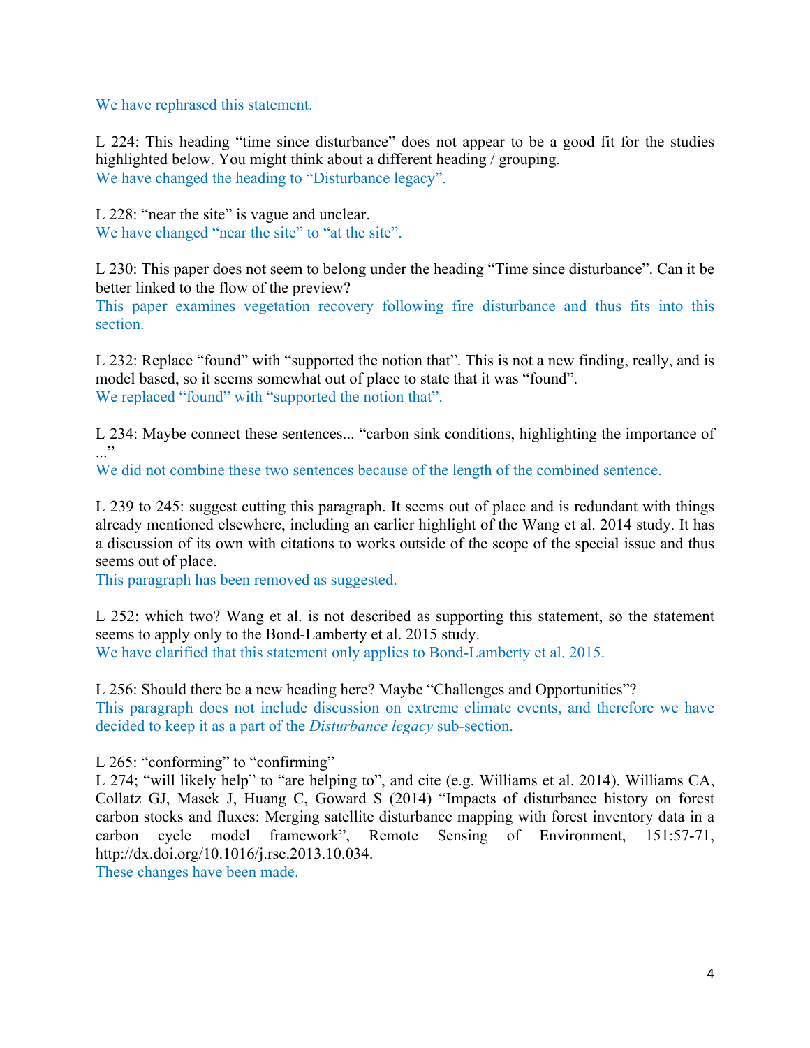We have rephrased this statement.

L 224: This heading "time since disturbance" does not appear to be a good fit for the studies highlighted below. You might think about a different heading / grouping.
We have changed the heading to "Disturbance legacy".

L 228: "near the site" is vague and unclear.
We have changed "near the site" to "at the site".

L 230: This paper does not seem to belong under the heading "Time since disturbance". Can it be better linked to the flow of the preview?
This paper examines vegetation recovery following fire disturbance and thus fits into this section.

L 232: Replace "found" with "supported the notion that". This is not a new finding, really, and is model based, so it seems somewhat out of place to state that it was "found".
We replaced "found" with "supported the notion that".

L 234: Maybe connect these sentences... "carbon sink conditions, highlighting the importance of ..."
We did not combine these two sentences because of the length of the combined sentence.

L 239 to 245: suggest cutting this paragraph. It seems out of place and is redundant with things already mentioned elsewhere, including an earlier highlight of the Wang et al. 2014 study. It has a discussion of its own with citations to works outside of the scope of the special issue and thus seems out of place.
This paragraph has been removed as suggested.

L 252: which two? Wang et al. is not described as supporting this statement, so the statement seems to apply only to the Bond-Lamberty et al. 2015 study.
We have clarified that this statement only applies to Bond-Lamberty et al. 2015.

L 256: Should there be a new heading here? Maybe "Challenges and Opportunities"?
This paragraph does not include discussion on extreme climate events, and therefore we have decided to keep it as a part of the *Disturbance legacy* sub-section.

L 265: "conforming" to "confirming"
L 274; "will likely help" to "are helping to", and cite (e.g. Williams et al. 2014). Williams CA, Collatz GJ, Masek J, Huang C, Goward S (2014) "Impacts of disturbance history on forest carbon stocks and fluxes: Merging satellite disturbance mapping with forest inventory data in a carbon cycle model framework", Remote Sensing of Environment, 151:57-71, http://dx.doi.org/10.1016/j.rse.2013.10.034.
These changes have been made.